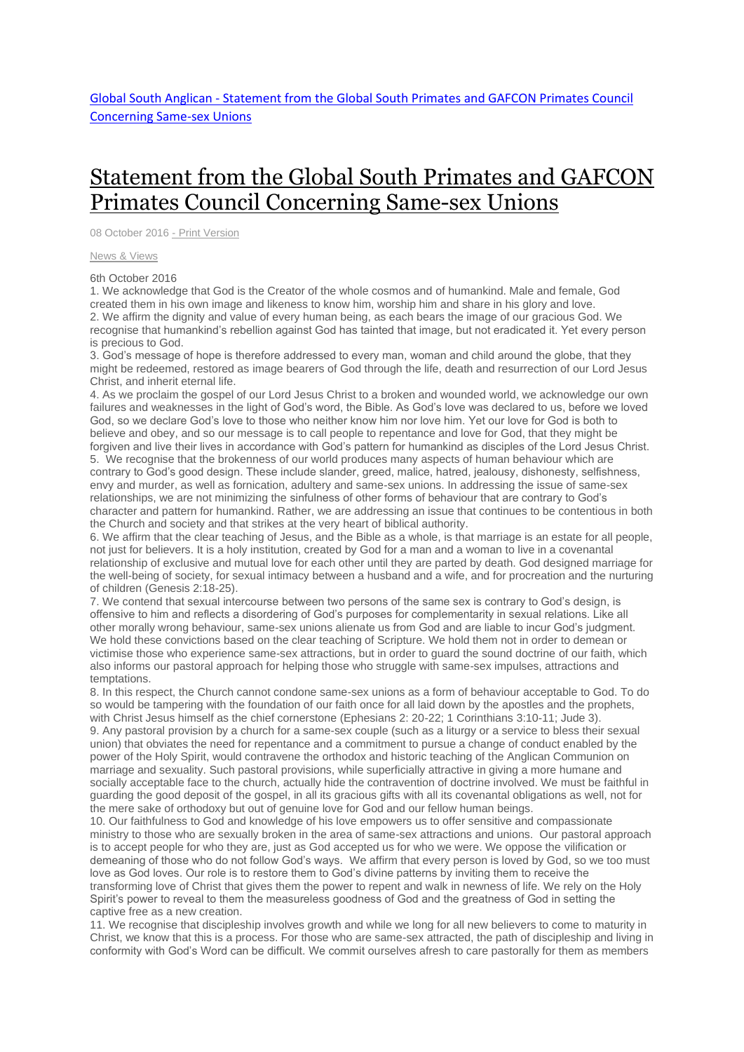Global South Anglican - Statement from the Global South Primates and GAFCON Primates Council Concerning Same-sex Unions

# Statement from the Global South Primates and GAFCON Primates Council Concerning Same-sex Unions

08 October 2016 - Print Version

News & Views

6th October 2016

1. We acknowledge that God is the Creator of the whole cosmos and of humankind. Male and female, God created them in his own image and likeness to know him, worship him and share in his glory and love.
2. We affirm the dignity and value of every human being, as each bears the image of our gracious God. We recognise that humankind's rebellion against God has tainted that image, but not eradicated it. Yet every person is precious to God.
3. God's message of hope is therefore addressed to every man, woman and child around the globe, that they might be redeemed, restored as image bearers of God through the life, death and resurrection of our Lord Jesus Christ, and inherit eternal life.
4. As we proclaim the gospel of our Lord Jesus Christ to a broken and wounded world, we acknowledge our own failures and weaknesses in the light of God's word, the Bible. As God's love was declared to us, before we loved God, so we declare God's love to those who neither know him nor love him. Yet our love for God is both to believe and obey, and so our message is to call people to repentance and love for God, that they might be forgiven and live their lives in accordance with God's pattern for humankind as disciples of the Lord Jesus Christ.
5. We recognise that the brokenness of our world produces many aspects of human behaviour which are contrary to God's good design. These include slander, greed, malice, hatred, jealousy, dishonesty, selfishness, envy and murder, as well as fornication, adultery and same-sex unions. In addressing the issue of same-sex relationships, we are not minimizing the sinfulness of other forms of behaviour that are contrary to God's character and pattern for humankind. Rather, we are addressing an issue that continues to be contentious in both the Church and society and that strikes at the very heart of biblical authority.
6. We affirm that the clear teaching of Jesus, and the Bible as a whole, is that marriage is an estate for all people, not just for believers. It is a holy institution, created by God for a man and a woman to live in a covenantal relationship of exclusive and mutual love for each other until they are parted by death. God designed marriage for the well-being of society, for sexual intimacy between a husband and a wife, and for procreation and the nurturing of children (Genesis 2:18-25).
7. We contend that sexual intercourse between two persons of the same sex is contrary to God's design, is offensive to him and reflects a disordering of God's purposes for complementarity in sexual relations. Like all other morally wrong behaviour, same-sex unions alienate us from God and are liable to incur God's judgment. We hold these convictions based on the clear teaching of Scripture. We hold them not in order to demean or victimise those who experience same-sex attractions, but in order to guard the sound doctrine of our faith, which also informs our pastoral approach for helping those who struggle with same-sex impulses, attractions and temptations.
8. In this respect, the Church cannot condone same-sex unions as a form of behaviour acceptable to God. To do so would be tampering with the foundation of our faith once for all laid down by the apostles and the prophets, with Christ Jesus himself as the chief cornerstone (Ephesians 2: 20-22; 1 Corinthians 3:10-11; Jude 3).
9. Any pastoral provision by a church for a same-sex couple (such as a liturgy or a service to bless their sexual union) that obviates the need for repentance and a commitment to pursue a change of conduct enabled by the power of the Holy Spirit, would contravene the orthodox and historic teaching of the Anglican Communion on marriage and sexuality. Such pastoral provisions, while superficially attractive in giving a more humane and socially acceptable face to the church, actually hide the contravention of doctrine involved. We must be faithful in guarding the good deposit of the gospel, in all its gracious gifts with all its covenantal obligations as well, not for the mere sake of orthodoxy but out of genuine love for God and our fellow human beings.
10. Our faithfulness to God and knowledge of his love empowers us to offer sensitive and compassionate ministry to those who are sexually broken in the area of same-sex attractions and unions. Our pastoral approach is to accept people for who they are, just as God accepted us for who we were. We oppose the vilification or demeaning of those who do not follow God's ways. We affirm that every person is loved by God, so we too must love as God loves. Our role is to restore them to God's divine patterns by inviting them to receive the transforming love of Christ that gives them the power to repent and walk in newness of life. We rely on the Holy Spirit's power to reveal to them the measureless goodness of God and the greatness of God in setting the captive free as a new creation.
11. We recognise that discipleship involves growth and while we long for all new believers to come to maturity in Christ, we know that this is a process. For those who are same-sex attracted, the path of discipleship and living in conformity with God's Word can be difficult. We commit ourselves afresh to care pastorally for them as members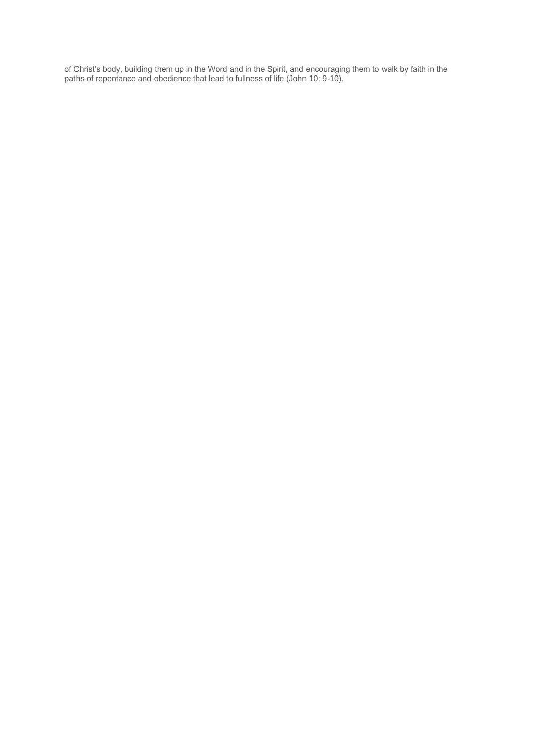of Christ's body, building them up in the Word and in the Spirit, and encouraging them to walk by faith in the paths of repentance and obedience that lead to fullness of life (John 10: 9-10).